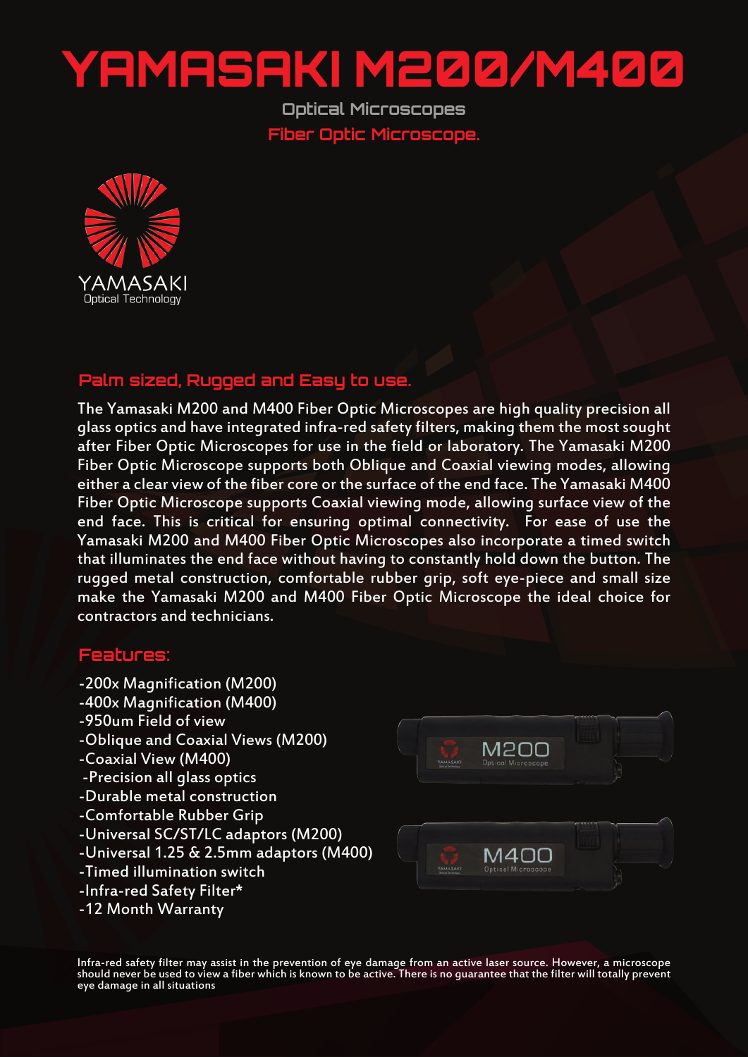# YAMASAKI M200/M400

## Optical Microscopes

## Fiber Optic Microscope.

YAMASAKI
Optical Technology

### Palm sized, Rugged and Easy to use.

The Yamasaki M200 and M400 Fiber Optic Microscopes are high quality precision all glass optics and have integrated infra-red safety filters, making them the most sought after Fiber Optic Microscopes for use in the field or laboratory. The Yamasaki M200 Fiber Optic Microscope supports both Oblique and Coaxial viewing modes, allowing either a clear view of the fiber core or the surface of the end face. The Yamasaki M400 Fiber Optic Microscope supports Coaxial viewing mode, allowing surface view of the end face. This is critical for ensuring optimal connectivity. For ease of use the Yamasaki M200 and M400 Fiber Optic Microscopes also incorporate a timed switch that illuminates the end face without having to constantly hold down the button. The rugged metal construction, comfortable rubber grip, soft eye-piece and small size make the Yamasaki M200 and M400 Fiber Optic Microscope the ideal choice for contractors and technicians.

### Features:

- -200x Magnification (M200)
- -400x Magnification (M400)
- -950um Field of view
- -Oblique and Coaxial Views (M200)
- -Coaxial View (M400)
- -Precision all glass optics
- -Durable metal construction
- -Comfortable Rubber Grip
- -Universal SC/ST/LC adaptors (M200)
- -Universal 1.25 & 2.5mm adaptors (M400)
- -Timed illumination switch
- -Infra-red Safety Filter*
- -12 Month Warranty

M200 Optical Microscope

M400 Optical Microscope

Infra-red safety filter may assist in the prevention of eye damage from an active laser source. However, a microscope should never be used to view a fiber which is known to be active. There is no guarantee that the filter will totally prevent eye damage in all situations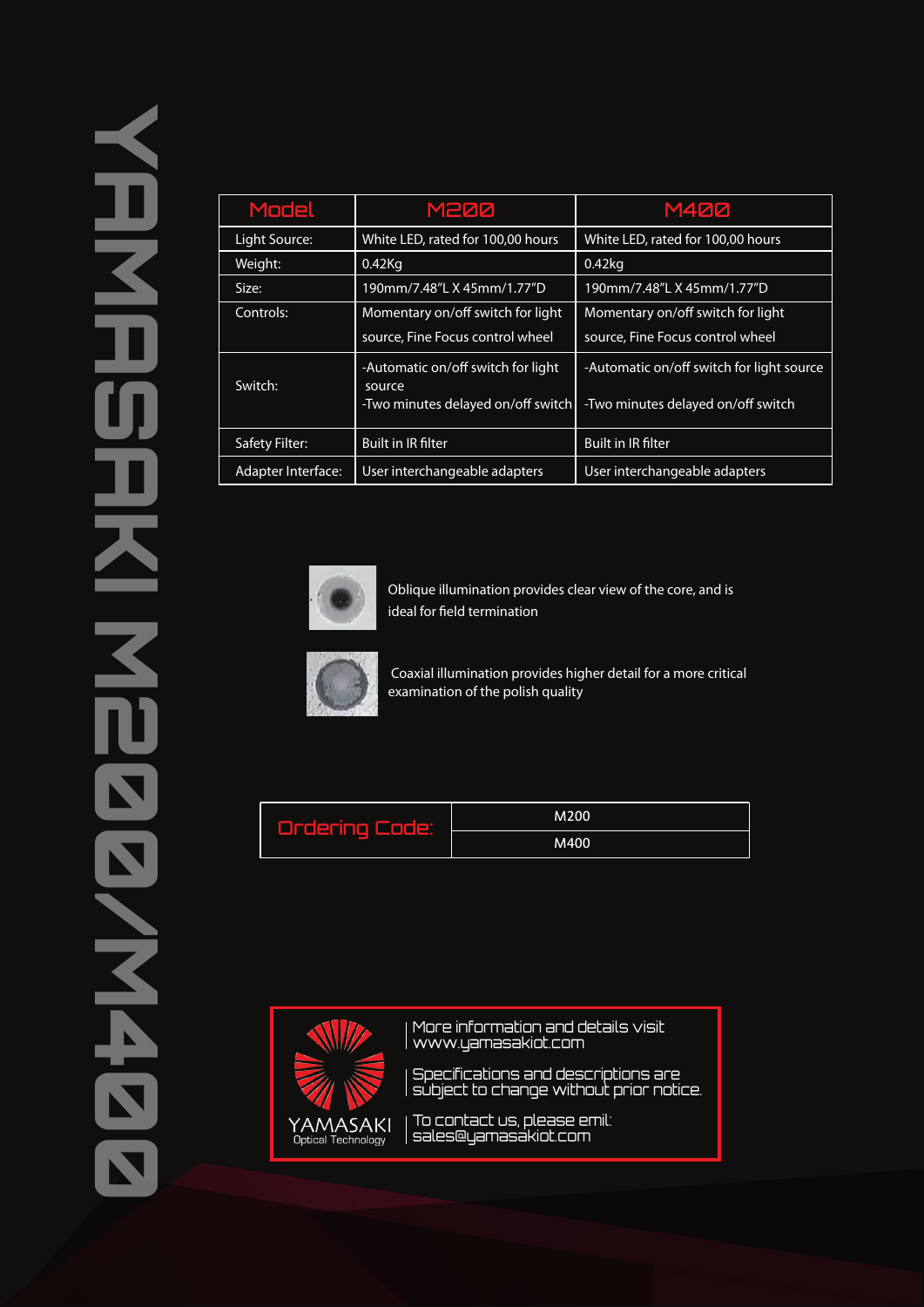# YAMASAKI M200/M400

| Model | M200 | M400 |
|---|---|---|
| Light Source: | White LED, rated for 100,00 hours | White LED, rated for 100,00 hours |
| Weight: | 0.42Kg | 0.42kg |
| Size: | 190mm/7.48"L X 45mm/1.77"D | 190mm/7.48"L X 45mm/1.77"D |
| Controls: | Momentary on/off switch for light source, Fine Focus control wheel | Momentary on/off switch for light source, Fine Focus control wheel |
| Switch: | -Automatic on/off switch for light source<br>-Two minutes delayed on/off switch | -Automatic on/off switch for light source<br>-Two minutes delayed on/off switch |
| Safety Filter: | Built in IR filter | Built in IR filter |
| Adapter Interface: | User interchangeable adapters | User interchangeable adapters |

Oblique illumination provides clear view of the core, and is ideal for field termination

Coaxial illumination provides higher detail for a more critical examination of the polish quality

| | |
|---|---|
| Ordering Code: | M200 |
| | M400 |

YAMASAKI
Optical Technology

More information and details visit www.yamasakiot.com

Specifications and descriptions are subject to change without prior notice.

To contact us, please emil: sales@yamasakiot.com